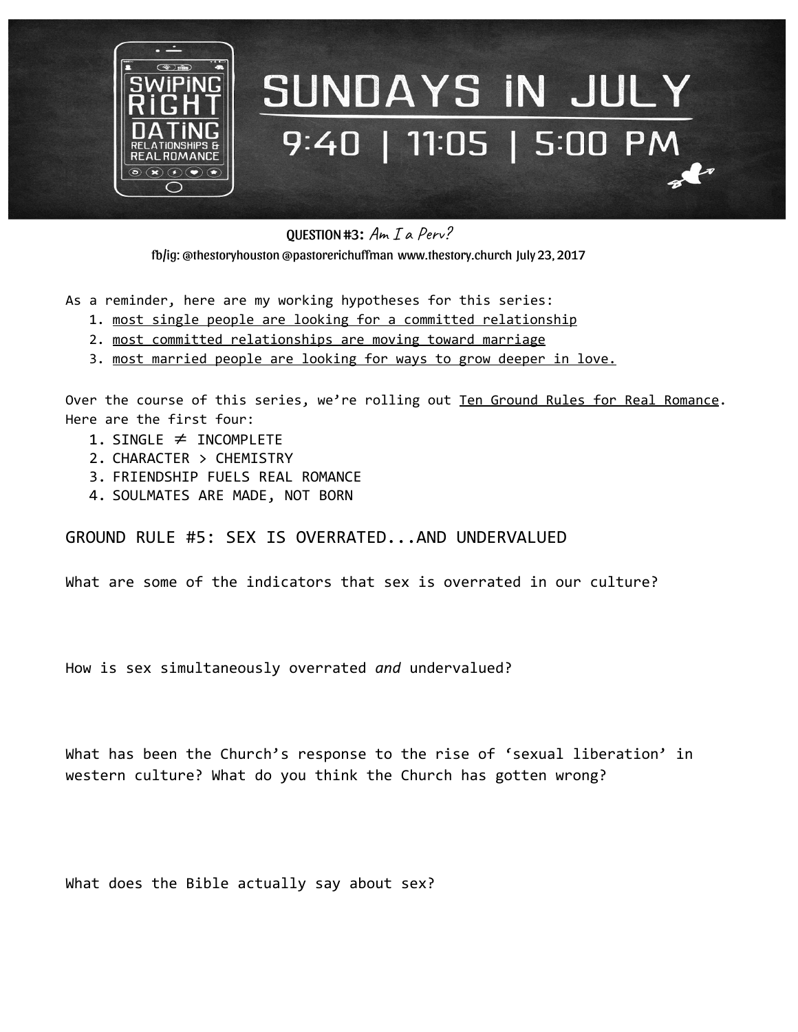# SWIPING RIGHT: DATING, RELATIONSHIPS & REAL ROMANCE

## SUNDAYS IN JULY

9:40 | 11:05 | 5:00 PM

**QUESTION #3:** *Am I a Perv?*

fb/ig: @thestoryhouston @pastorerichuffman www.thestory.church July 23, 2017

As a reminder, here are my working hypotheses for this series:

1. most single people are looking for a committed relationship
2. most committed relationships are moving toward marriage
3. most married people are looking for ways to grow deeper in love.

Over the course of this series, we're rolling out Ten Ground Rules for Real Romance. Here are the first four:

1. SINGLE ≠ INCOMPLETE
2. CHARACTER > CHEMISTRY
3. FRIENDSHIP FUELS REAL ROMANCE
4. SOULMATES ARE MADE, NOT BORN

## GROUND RULE #5: SEX IS OVERRATED...AND UNDERVALUED

What are some of the indicators that sex is overrated in our culture?

How is sex simultaneously overrated *and* undervalued?

What has been the Church's response to the rise of 'sexual liberation' in western culture? What do you think the Church has gotten wrong?

What does the Bible actually say about sex?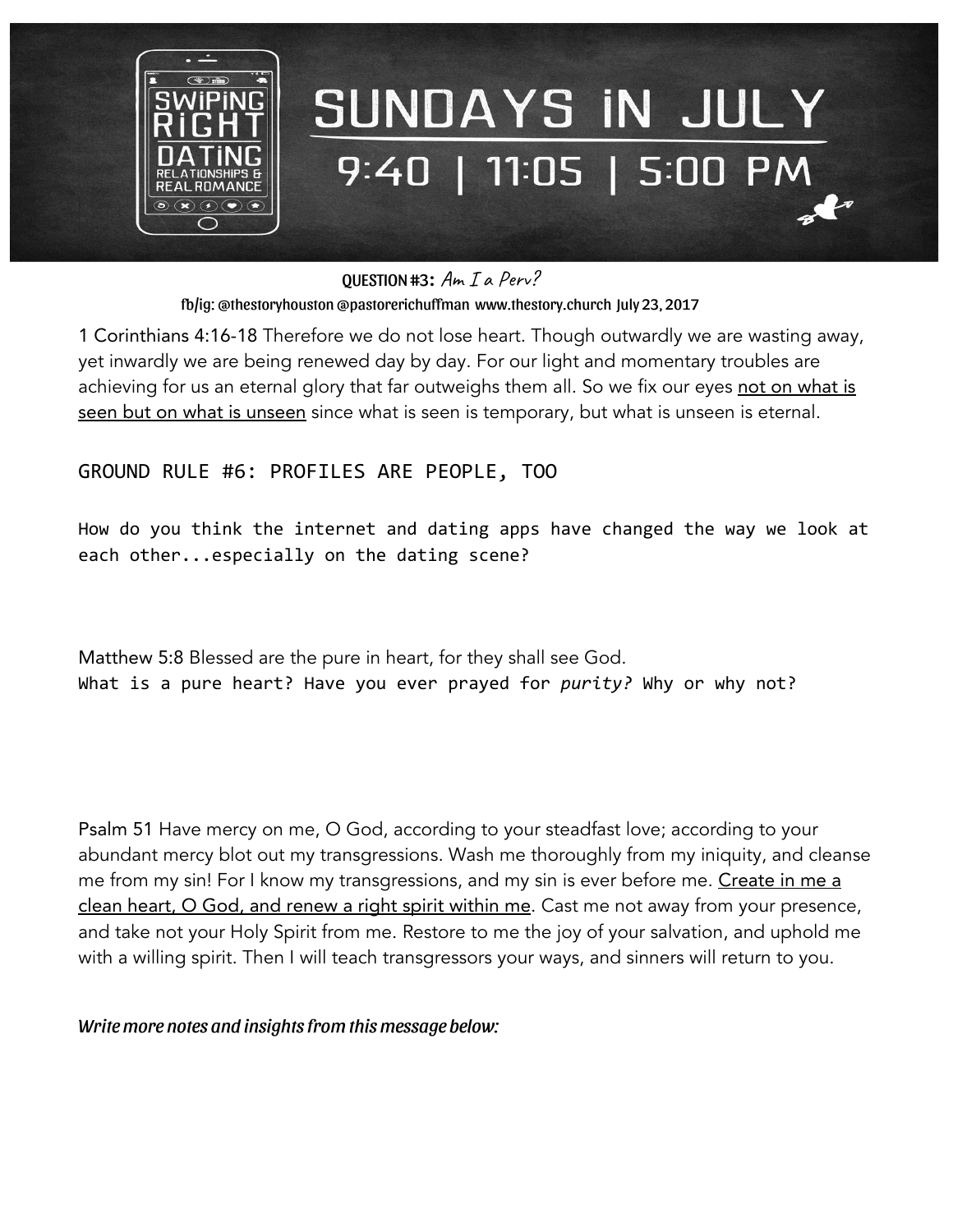# SWIPING RIGHT — DATING, RELATIONSHIPS & REAL ROMANCE

## SUNDAYS IN JULY

## 9:40 | 11:05 | 5:00 PM

**QUESTION #3:** *Am I a Perv?*

fb/ig: @thestoryhouston @pastorerichuffman www.thestory.church July 23, 2017

1 Corinthians 4:16-18 Therefore we do not lose heart. Though outwardly we are wasting away, yet inwardly we are being renewed day by day. For our light and momentary troubles are achieving for us an eternal glory that far outweighs them all. So we fix our eyes <u>not on what is seen but on what is unseen</u> since what is seen is temporary, but what is unseen is eternal.

GROUND RULE #6: PROFILES ARE PEOPLE, TOO

How do you think the internet and dating apps have changed the way we look at each other...especially on the dating scene?

Matthew 5:8 Blessed are the pure in heart, for they shall see God.

What is a pure heart? Have you ever prayed for *purity?* Why or why not?

Psalm 51 Have mercy on me, O God, according to your steadfast love; according to your abundant mercy blot out my transgressions. Wash me thoroughly from my iniquity, and cleanse me from my sin! For I know my transgressions, and my sin is ever before me. <u>Create in me a clean heart, O God, and renew a right spirit within me</u>. Cast me not away from your presence, and take not your Holy Spirit from me. Restore to me the joy of your salvation, and uphold me with a willing spirit. Then I will teach transgressors your ways, and sinners will return to you.

***Write more notes and insights from this message below:***